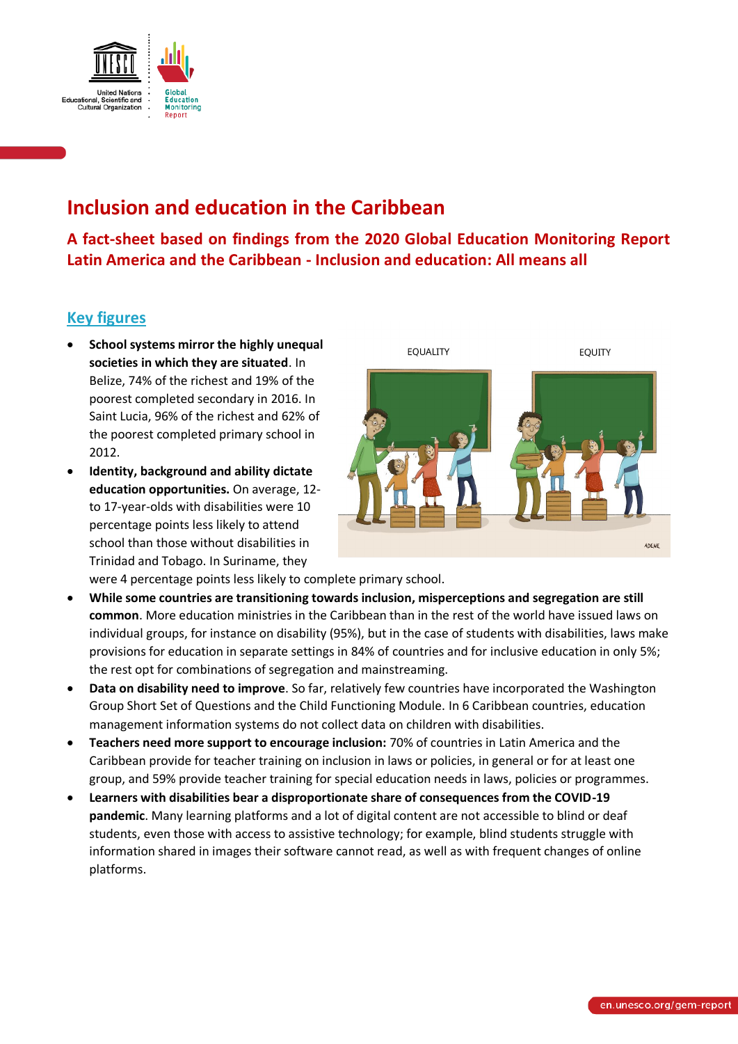# Inclusion and education in the Caribbean

## A fact-sheet based on findings from the 2020 Global Education Monitoring Report Latin America and the Caribbean - Inclusion and education: All means all

### Key figures

- **School systems mirror the highly unequal societies in which they are situated.** In Belize, 74% of the richest and 19% of the poorest completed secondary in 2016. In Saint Lucia, 96% of the richest and 62% of the poorest completed primary school in 2012.
- **Identity, background and ability dictate education opportunities.** On average, 12- to 17-year-olds with disabilities were 10 percentage points less likely to attend school than those without disabilities in Trinidad and Tobago. In Suriname, they were 4 percentage points less likely to complete primary school.
- **While some countries are transitioning towards inclusion, misperceptions and segregation are still common**. More education ministries in the Caribbean than in the rest of the world have issued laws on individual groups, for instance on disability (95%), but in the case of students with disabilities, laws make provisions for education in separate settings in 84% of countries and for inclusive education in only 5%; the rest opt for combinations of segregation and mainstreaming.
- **Data on disability need to improve**. So far, relatively few countries have incorporated the Washington Group Short Set of Questions and the Child Functioning Module. In 6 Caribbean countries, education management information systems do not collect data on children with disabilities.
- **Teachers need more support to encourage inclusion:** 70% of countries in Latin America and the Caribbean provide for teacher training on inclusion in laws or policies, in general or for at least one group, and 59% provide teacher training for special education needs in laws, policies or programmes.
- **Learners with disabilities bear a disproportionate share of consequences from the COVID-19 pandemic**. Many learning platforms and a lot of digital content are not accessible to blind or deaf students, even those with access to assistive technology; for example, blind students struggle with information shared in images their software cannot read, as well as with frequent changes of online platforms.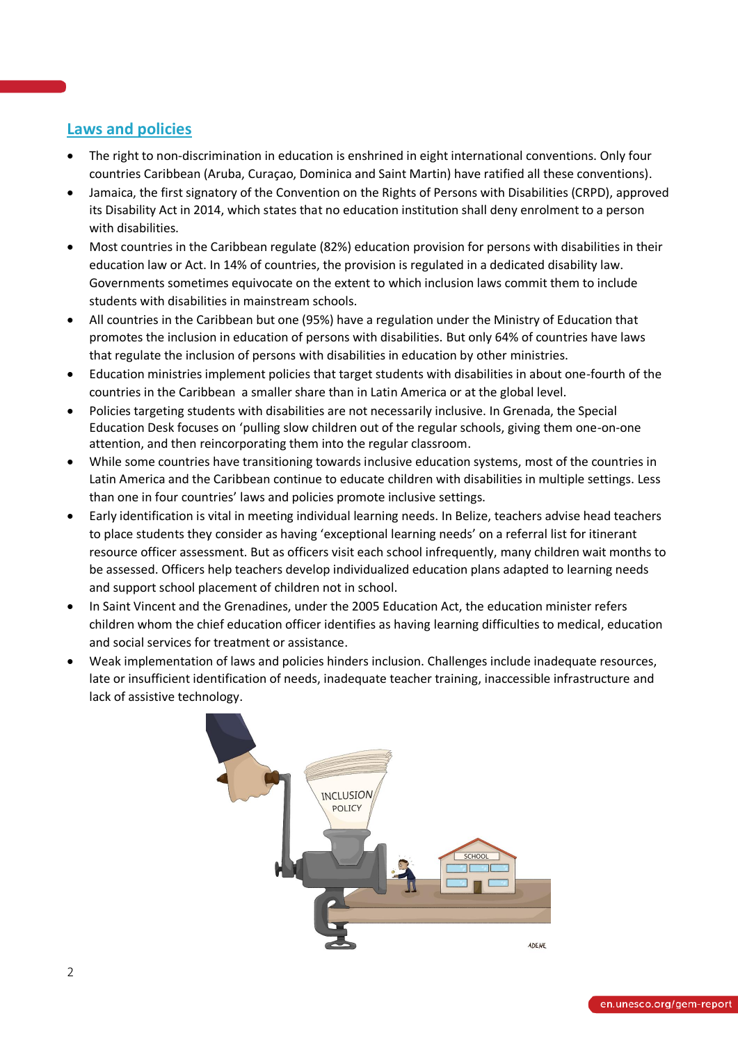## Laws and policies

- The right to non-discrimination in education is enshrined in eight international conventions. Only four countries Caribbean (Aruba, Curaçao, Dominica and Saint Martin) have ratified all these conventions).
- Jamaica, the first signatory of the Convention on the Rights of Persons with Disabilities (CRPD), approved its Disability Act in 2014, which states that no education institution shall deny enrolment to a person with disabilities.
- Most countries in the Caribbean regulate (82%) education provision for persons with disabilities in their education law or Act. In 14% of countries, the provision is regulated in a dedicated disability law. Governments sometimes equivocate on the extent to which inclusion laws commit them to include students with disabilities in mainstream schools.
- All countries in the Caribbean but one (95%) have a regulation under the Ministry of Education that promotes the inclusion in education of persons with disabilities. But only 64% of countries have laws that regulate the inclusion of persons with disabilities in education by other ministries.
- Education ministries implement policies that target students with disabilities in about one-fourth of the countries in the Caribbean  a smaller share than in Latin America or at the global level.
- Policies targeting students with disabilities are not necessarily inclusive. In Grenada, the Special Education Desk focuses on 'pulling slow children out of the regular schools, giving them one-on-one attention, and then reincorporating them into the regular classroom.
- While some countries have transitioning towards inclusive education systems, most of the countries in Latin America and the Caribbean continue to educate children with disabilities in multiple settings. Less than one in four countries' laws and policies promote inclusive settings.
- Early identification is vital in meeting individual learning needs. In Belize, teachers advise head teachers to place students they consider as having 'exceptional learning needs' on a referral list for itinerant resource officer assessment. But as officers visit each school infrequently, many children wait months to be assessed. Officers help teachers develop individualized education plans adapted to learning needs and support school placement of children not in school.
- In Saint Vincent and the Grenadines, under the 2005 Education Act, the education minister refers children whom the chief education officer identifies as having learning difficulties to medical, education and social services for treatment or assistance.
- Weak implementation of laws and policies hinders inclusion. Challenges include inadequate resources, late or insufficient identification of needs, inadequate teacher training, inaccessible infrastructure and lack of assistive technology.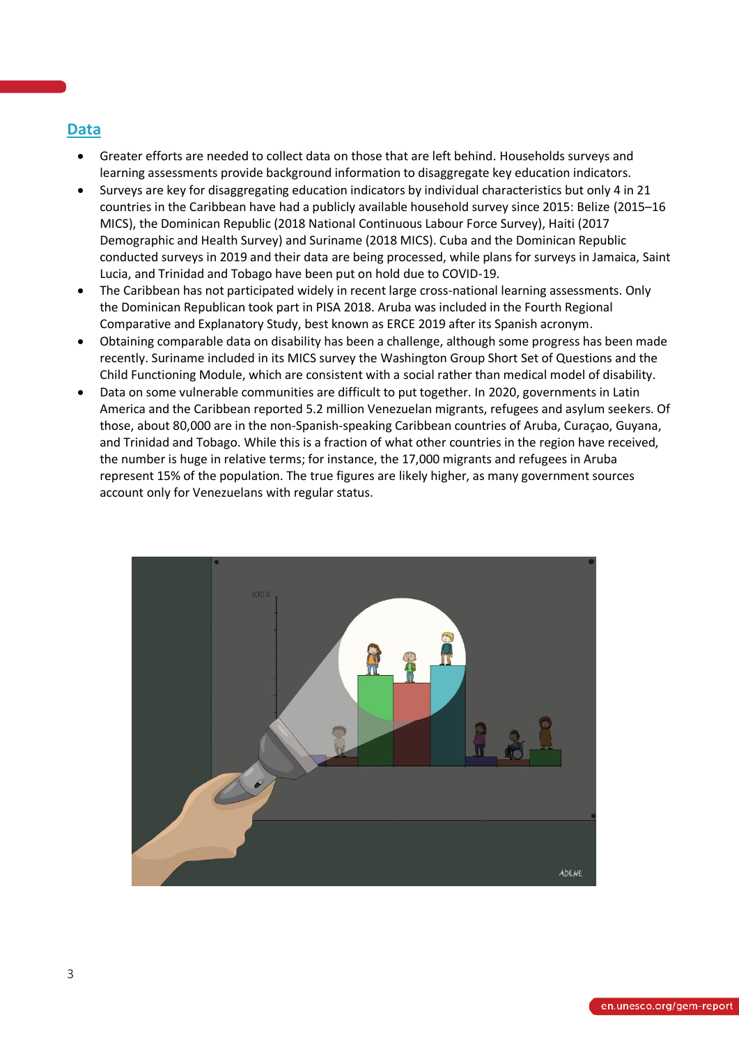## Data

- Greater efforts are needed to collect data on those that are left behind. Households surveys and learning assessments provide background information to disaggregate key education indicators.
- Surveys are key for disaggregating education indicators by individual characteristics but only 4 in 21 countries in the Caribbean have had a publicly available household survey since 2015: Belize (2015–16 MICS), the Dominican Republic (2018 National Continuous Labour Force Survey), Haiti (2017 Demographic and Health Survey) and Suriname (2018 MICS). Cuba and the Dominican Republic conducted surveys in 2019 and their data are being processed, while plans for surveys in Jamaica, Saint Lucia, and Trinidad and Tobago have been put on hold due to COVID-19.
- The Caribbean has not participated widely in recent large cross-national learning assessments. Only the Dominican Republican took part in PISA 2018. Aruba was included in the Fourth Regional Comparative and Explanatory Study, best known as ERCE 2019 after its Spanish acronym.
- Obtaining comparable data on disability has been a challenge, although some progress has been made recently. Suriname included in its MICS survey the Washington Group Short Set of Questions and the Child Functioning Module, which are consistent with a social rather than medical model of disability.
- Data on some vulnerable communities are difficult to put together. In 2020, governments in Latin America and the Caribbean reported 5.2 million Venezuelan migrants, refugees and asylum seekers. Of those, about 80,000 are in the non-Spanish-speaking Caribbean countries of Aruba, Curaçao, Guyana, and Trinidad and Tobago. While this is a fraction of what other countries in the region have received, the number is huge in relative terms; for instance, the 17,000 migrants and refugees in Aruba represent 15% of the population. The true figures are likely higher, as many government sources account only for Venezuelans with regular status.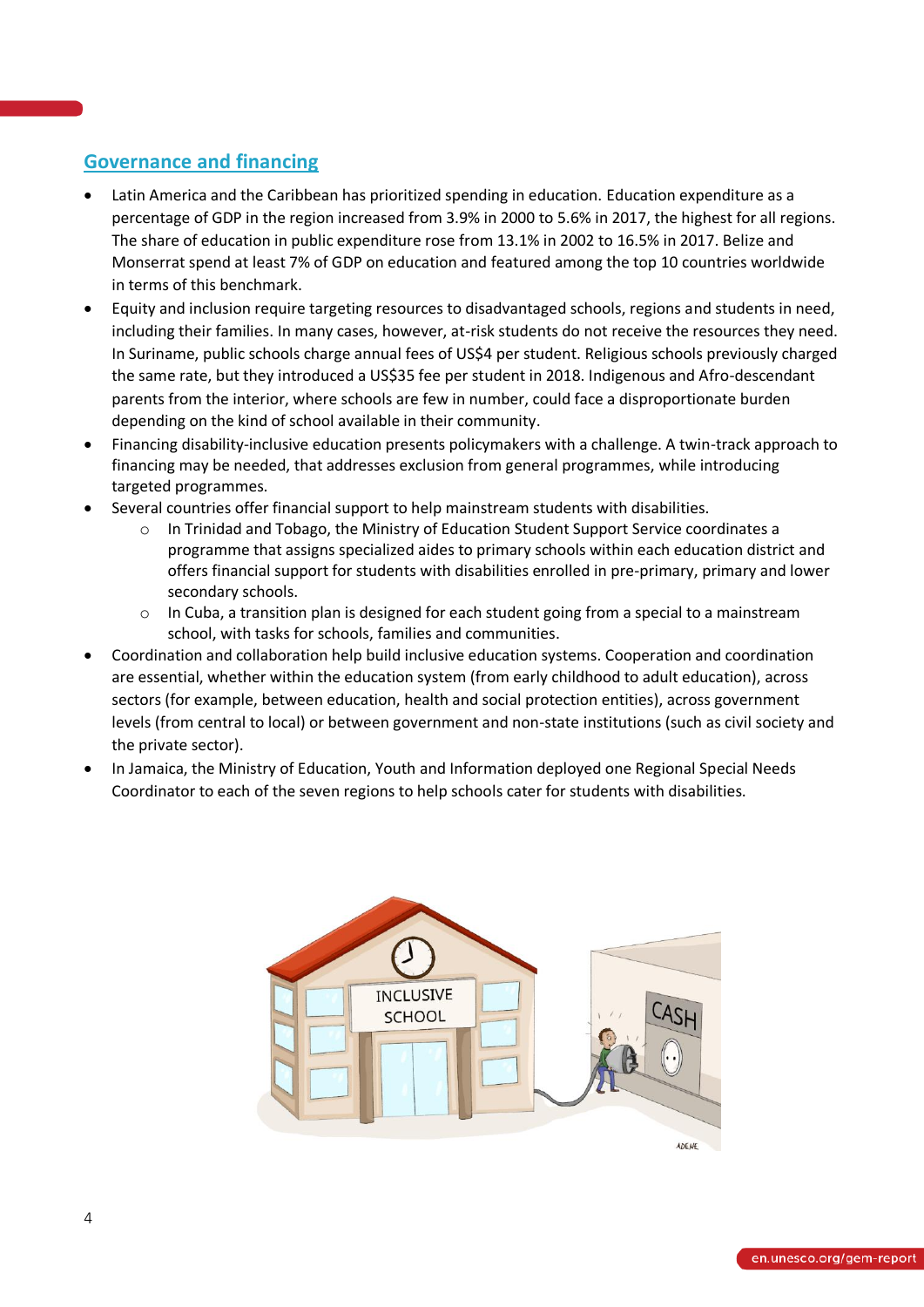## Governance and financing

- Latin America and the Caribbean has prioritized spending in education. Education expenditure as a percentage of GDP in the region increased from 3.9% in 2000 to 5.6% in 2017, the highest for all regions. The share of education in public expenditure rose from 13.1% in 2002 to 16.5% in 2017. Belize and Monserrat spend at least 7% of GDP on education and featured among the top 10 countries worldwide in terms of this benchmark.
- Equity and inclusion require targeting resources to disadvantaged schools, regions and students in need, including their families. In many cases, however, at-risk students do not receive the resources they need. In Suriname, public schools charge annual fees of US$4 per student. Religious schools previously charged the same rate, but they introduced a US$35 fee per student in 2018. Indigenous and Afro-descendant parents from the interior, where schools are few in number, could face a disproportionate burden depending on the kind of school available in their community.
- Financing disability-inclusive education presents policymakers with a challenge. A twin-track approach to financing may be needed, that addresses exclusion from general programmes, while introducing targeted programmes.
- Several countries offer financial support to help mainstream students with disabilities.
    - In Trinidad and Tobago, the Ministry of Education Student Support Service coordinates a programme that assigns specialized aides to primary schools within each education district and offers financial support for students with disabilities enrolled in pre-primary, primary and lower secondary schools.
    - In Cuba, a transition plan is designed for each student going from a special to a mainstream school, with tasks for schools, families and communities.
- Coordination and collaboration help build inclusive education systems. Cooperation and coordination are essential, whether within the education system (from early childhood to adult education), across sectors (for example, between education, health and social protection entities), across government levels (from central to local) or between government and non-state institutions (such as civil society and the private sector).
- In Jamaica, the Ministry of Education, Youth and Information deployed one Regional Special Needs Coordinator to each of the seven regions to help schools cater for students with disabilities.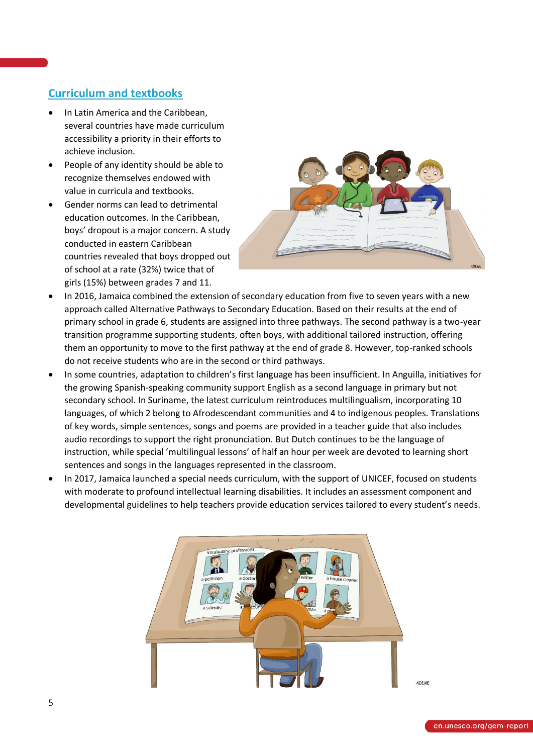## Curriculum and textbooks

- In Latin America and the Caribbean, several countries have made curriculum accessibility a priority in their efforts to achieve inclusion.
- People of any identity should be able to recognize themselves endowed with value in curricula and textbooks.
- Gender norms can lead to detrimental education outcomes. In the Caribbean, boys' dropout is a major concern. A study conducted in eastern Caribbean countries revealed that boys dropped out of school at a rate (32%) twice that of girls (15%) between grades 7 and 11.
- In 2016, Jamaica combined the extension of secondary education from five to seven years with a new approach called Alternative Pathways to Secondary Education. Based on their results at the end of primary school in grade 6, students are assigned into three pathways. The second pathway is a two-year transition programme supporting students, often boys, with additional tailored instruction, offering them an opportunity to move to the first pathway at the end of grade 8. However, top-ranked schools do not receive students who are in the second or third pathways.
- In some countries, adaptation to children's first language has been insufficient. In Anguilla, initiatives for the growing Spanish-speaking community support English as a second language in primary but not secondary school. In Suriname, the latest curriculum reintroduces multilingualism, incorporating 10 languages, of which 2 belong to Afrodescendant communities and 4 to indigenous peoples. Translations of key words, simple sentences, songs and poems are provided in a teacher guide that also includes audio recordings to support the right pronunciation. But Dutch continues to be the language of instruction, while special 'multilingual lessons' of half an hour per week are devoted to learning short sentences and songs in the languages represented in the classroom.
- In 2017, Jamaica launched a special needs curriculum, with the support of UNICEF, focused on students with moderate to profound intellectual learning disabilities. It includes an assessment component and developmental guidelines to help teachers provide education services tailored to every student's needs.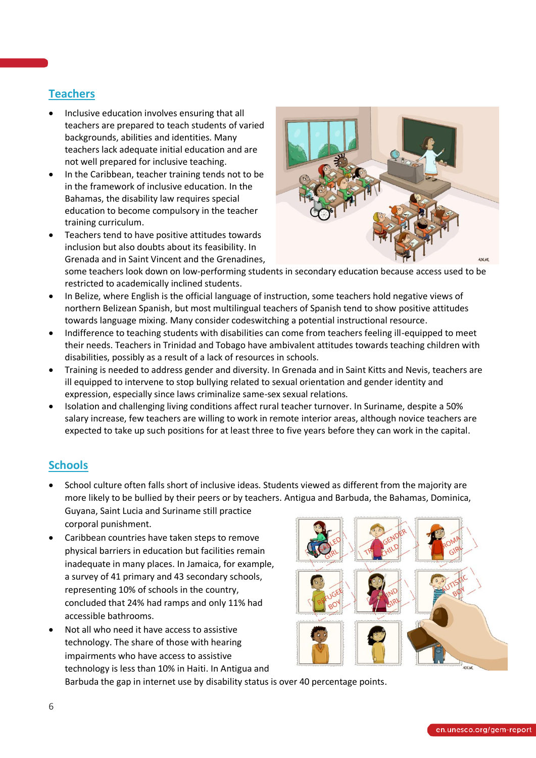## Teachers

- Inclusive education involves ensuring that all teachers are prepared to teach students of varied backgrounds, abilities and identities. Many teachers lack adequate initial education and are not well prepared for inclusive teaching.
- In the Caribbean, teacher training tends not to be in the framework of inclusive education. In the Bahamas, the disability law requires special education to become compulsory in the teacher training curriculum.
- Teachers tend to have positive attitudes towards inclusion but also doubts about its feasibility. In Grenada and in Saint Vincent and the Grenadines, some teachers look down on low-performing students in secondary education because access used to be restricted to academically inclined students.
- In Belize, where English is the official language of instruction, some teachers hold negative views of northern Belizean Spanish, but most multilingual teachers of Spanish tend to show positive attitudes towards language mixing. Many consider codeswitching a potential instructional resource.
- Indifference to teaching students with disabilities can come from teachers feeling ill-equipped to meet their needs. Teachers in Trinidad and Tobago have ambivalent attitudes towards teaching children with disabilities, possibly as a result of a lack of resources in schools.
- Training is needed to address gender and diversity. In Grenada and in Saint Kitts and Nevis, teachers are ill equipped to intervene to stop bullying related to sexual orientation and gender identity and expression, especially since laws criminalize same-sex sexual relations.
- Isolation and challenging living conditions affect rural teacher turnover. In Suriname, despite a 50% salary increase, few teachers are willing to work in remote interior areas, although novice teachers are expected to take up such positions for at least three to five years before they can work in the capital.

## Schools

- School culture often falls short of inclusive ideas. Students viewed as different from the majority are more likely to be bullied by their peers or by teachers. Antigua and Barbuda, the Bahamas, Dominica, Guyana, Saint Lucia and Suriname still practice corporal punishment.
- Caribbean countries have taken steps to remove physical barriers in education but facilities remain inadequate in many places. In Jamaica, for example, a survey of 41 primary and 43 secondary schools, representing 10% of schools in the country, concluded that 24% had ramps and only 11% had accessible bathrooms.
- Not all who need it have access to assistive technology. The share of those with hearing impairments who have access to assistive technology is less than 10% in Haiti. In Antigua and Barbuda the gap in internet use by disability status is over 40 percentage points.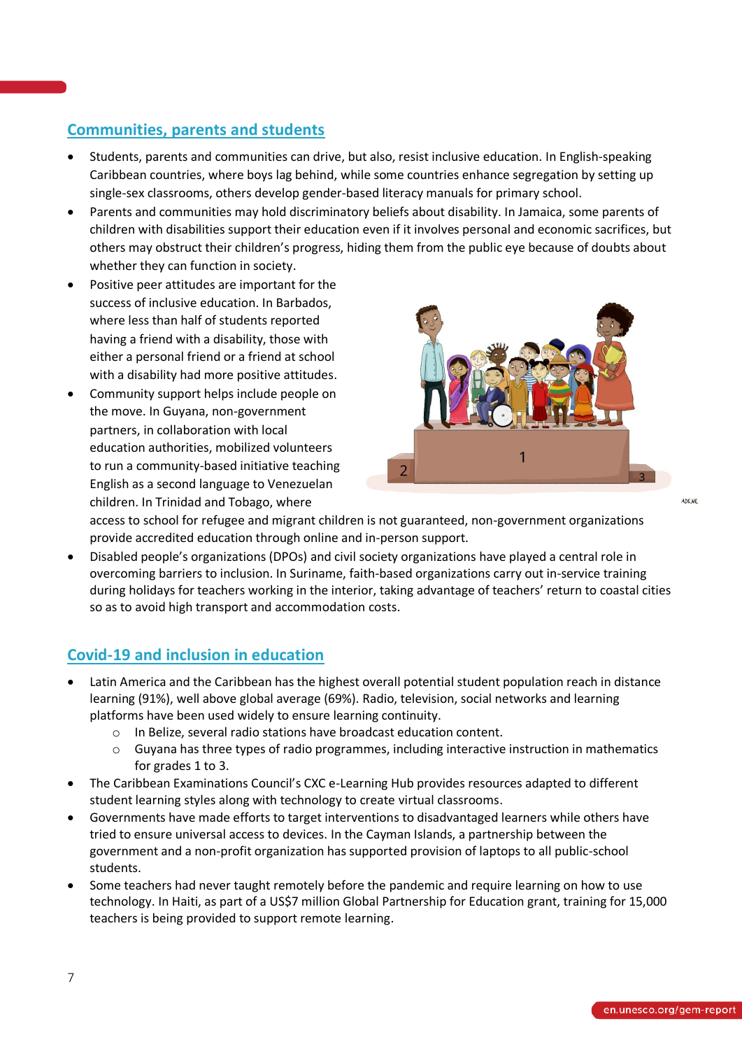## Communities, parents and students

- Students, parents and communities can drive, but also, resist inclusive education. In English-speaking Caribbean countries, where boys lag behind, while some countries enhance segregation by setting up single-sex classrooms, others develop gender-based literacy manuals for primary school.
- Parents and communities may hold discriminatory beliefs about disability. In Jamaica, some parents of children with disabilities support their education even if it involves personal and economic sacrifices, but others may obstruct their children's progress, hiding them from the public eye because of doubts about whether they can function in society.
- Positive peer attitudes are important for the success of inclusive education. In Barbados, where less than half of students reported having a friend with a disability, those with either a personal friend or a friend at school with a disability had more positive attitudes.
- Community support helps include people on the move. In Guyana, non-government partners, in collaboration with local education authorities, mobilized volunteers to run a community-based initiative teaching English as a second language to Venezuelan children. In Trinidad and Tobago, where access to school for refugee and migrant children is not guaranteed, non-government organizations provide accredited education through online and in-person support.
- Disabled people's organizations (DPOs) and civil society organizations have played a central role in overcoming barriers to inclusion. In Suriname, faith-based organizations carry out in-service training during holidays for teachers working in the interior, taking advantage of teachers' return to coastal cities so as to avoid high transport and accommodation costs.

## Covid-19 and inclusion in education

- Latin America and the Caribbean has the highest overall potential student population reach in distance learning (91%), well above global average (69%). Radio, television, social networks and learning platforms have been used widely to ensure learning continuity.
  - In Belize, several radio stations have broadcast education content.
  - Guyana has three types of radio programmes, including interactive instruction in mathematics for grades 1 to 3.
- The Caribbean Examinations Council's CXC e-Learning Hub provides resources adapted to different student learning styles along with technology to create virtual classrooms.
- Governments have made efforts to target interventions to disadvantaged learners while others have tried to ensure universal access to devices. In the Cayman Islands, a partnership between the government and a non-profit organization has supported provision of laptops to all public-school students.
- Some teachers had never taught remotely before the pandemic and require learning on how to use technology. In Haiti, as part of a US$7 million Global Partnership for Education grant, training for 15,000 teachers is being provided to support remote learning.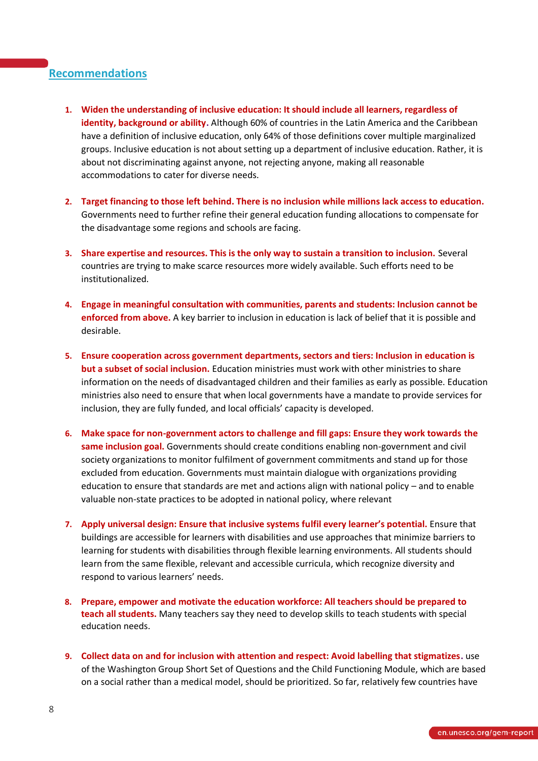## Recommendations

1. **Widen the understanding of inclusive education: It should include all learners, regardless of identity, background or ability.** Although 60% of countries in the Latin America and the Caribbean have a definition of inclusive education, only 64% of those definitions cover multiple marginalized groups. Inclusive education is not about setting up a department of inclusive education. Rather, it is about not discriminating against anyone, not rejecting anyone, making all reasonable accommodations to cater for diverse needs.

2. **Target financing to those left behind. There is no inclusion while millions lack access to education.** Governments need to further refine their general education funding allocations to compensate for the disadvantage some regions and schools are facing.

3. **Share expertise and resources. This is the only way to sustain a transition to inclusion.** Several countries are trying to make scarce resources more widely available. Such efforts need to be institutionalized.

4. **Engage in meaningful consultation with communities, parents and students: Inclusion cannot be enforced from above.** A key barrier to inclusion in education is lack of belief that it is possible and desirable.

5. **Ensure cooperation across government departments, sectors and tiers: Inclusion in education is but a subset of social inclusion.** Education ministries must work with other ministries to share information on the needs of disadvantaged children and their families as early as possible. Education ministries also need to ensure that when local governments have a mandate to provide services for inclusion, they are fully funded, and local officials' capacity is developed.

6. **Make space for non-government actors to challenge and fill gaps: Ensure they work towards the same inclusion goal.** Governments should create conditions enabling non-government and civil society organizations to monitor fulfilment of government commitments and stand up for those excluded from education. Governments must maintain dialogue with organizations providing education to ensure that standards are met and actions align with national policy – and to enable valuable non-state practices to be adopted in national policy, where relevant

7. **Apply universal design: Ensure that inclusive systems fulfil every learner's potential.** Ensure that buildings are accessible for learners with disabilities and use approaches that minimize barriers to learning for students with disabilities through flexible learning environments. All students should learn from the same flexible, relevant and accessible curricula, which recognize diversity and respond to various learners' needs.

8. **Prepare, empower and motivate the education workforce: All teachers should be prepared to teach all students.** Many teachers say they need to develop skills to teach students with special education needs.

9. **Collect data on and for inclusion with attention and respect: Avoid labelling that stigmatizes.** use of the Washington Group Short Set of Questions and the Child Functioning Module, which are based on a social rather than a medical model, should be prioritized. So far, relatively few countries have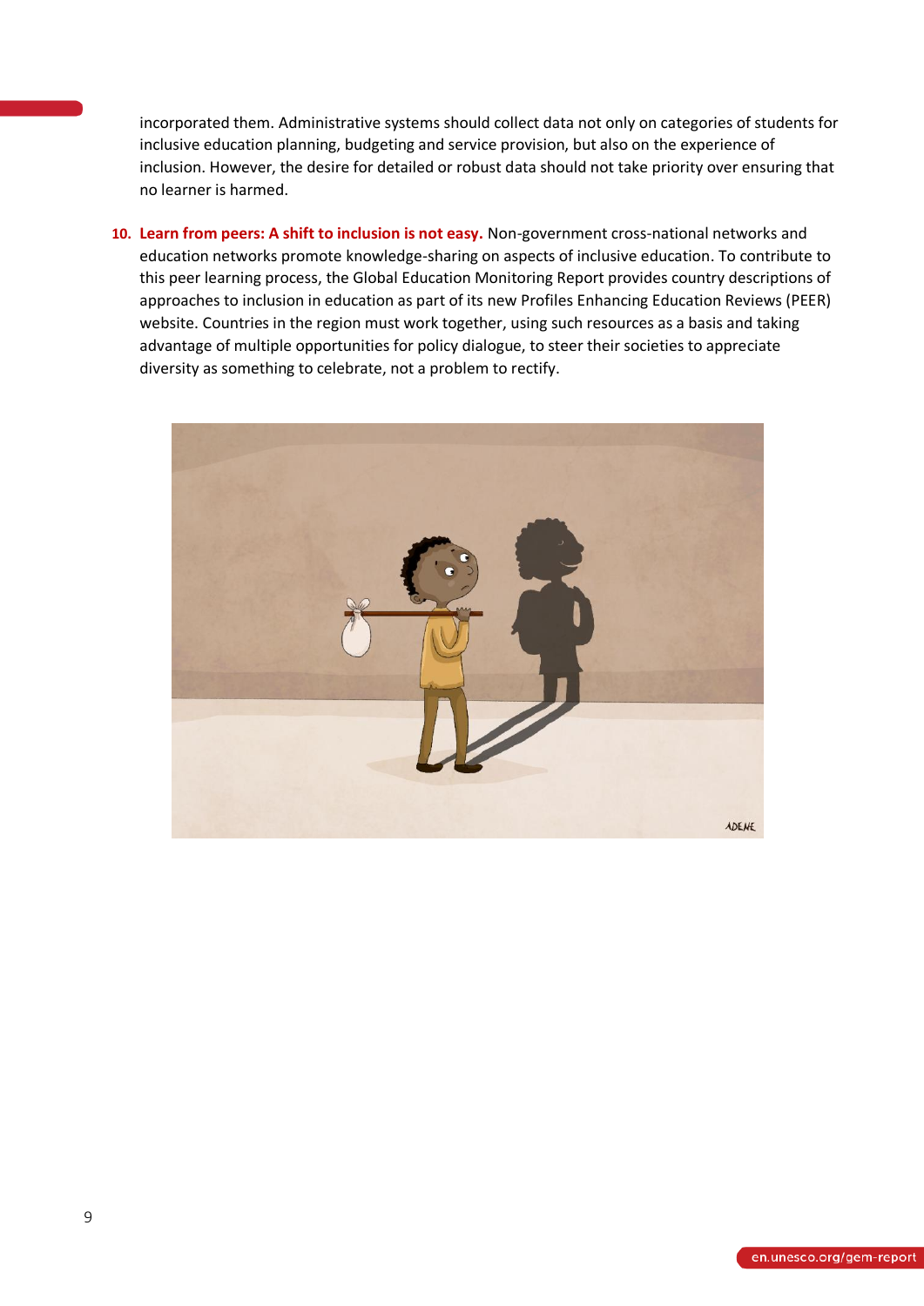incorporated them. Administrative systems should collect data not only on categories of students for inclusive education planning, budgeting and service provision, but also on the experience of inclusion. However, the desire for detailed or robust data should not take priority over ensuring that no learner is harmed.

10. **Learn from peers: A shift to inclusion is not easy.** Non-government cross-national networks and education networks promote knowledge-sharing on aspects of inclusive education. To contribute to this peer learning process, the Global Education Monitoring Report provides country descriptions of approaches to inclusion in education as part of its new Profiles Enhancing Education Reviews (PEER) website. Countries in the region must work together, using such resources as a basis and taking advantage of multiple opportunities for policy dialogue, to steer their societies to appreciate diversity as something to celebrate, not a problem to rectify.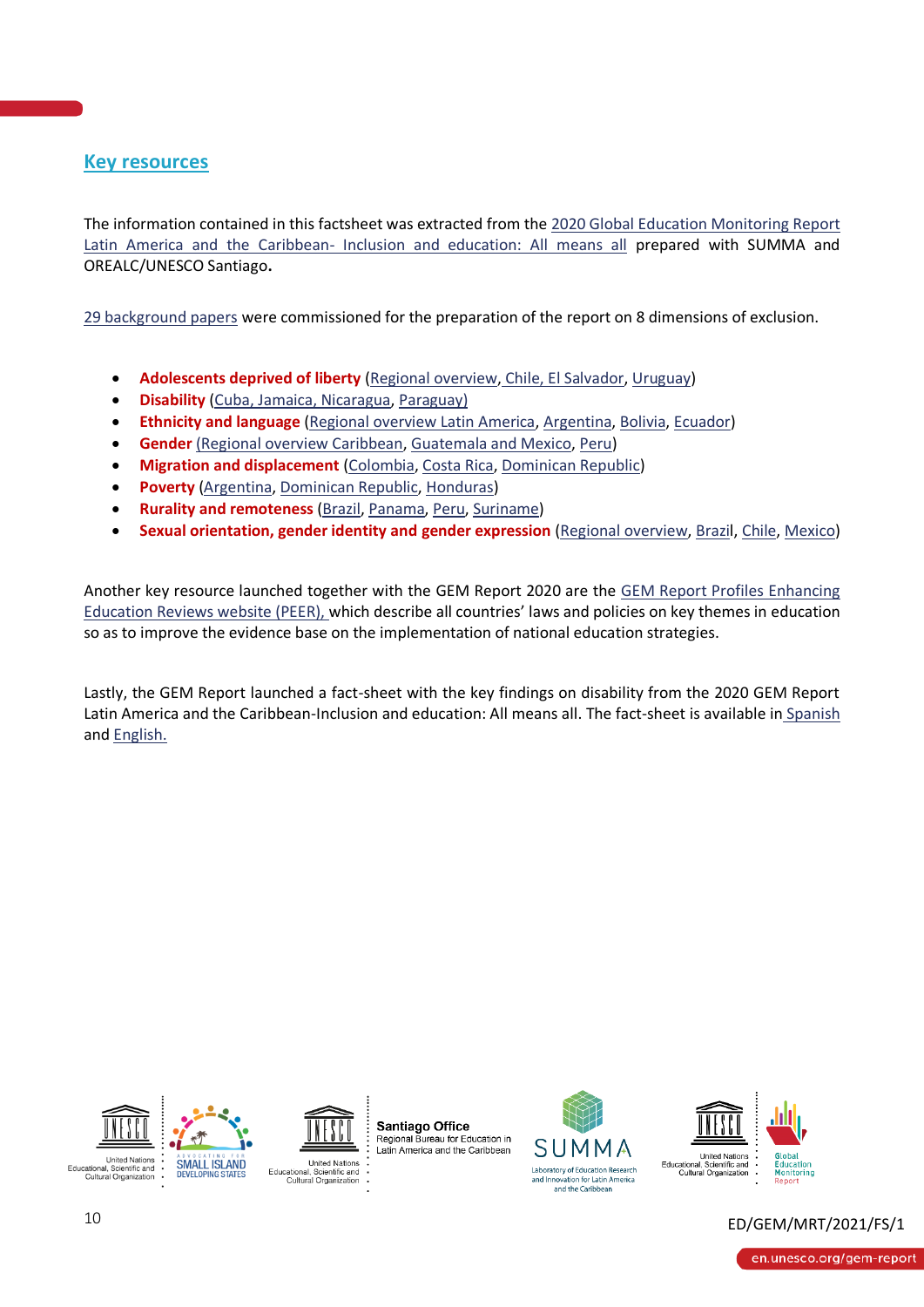## Key resources

The information contained in this factsheet was extracted from the 2020 Global Education Monitoring Report Latin America and the Caribbean- Inclusion and education: All means all prepared with SUMMA and OREALC/UNESCO Santiago**.**

29 background papers were commissioned for the preparation of the report on 8 dimensions of exclusion.

- **Adolescents deprived of liberty** (Regional overview, Chile, El Salvador, Uruguay)
- **Disability** (Cuba, Jamaica, Nicaragua, Paraguay)
- **Ethnicity and language** (Regional overview Latin America, Argentina, Bolivia, Ecuador)
- **Gender** (Regional overview Caribbean, Guatemala and Mexico, Peru)
- **Migration and displacement** (Colombia, Costa Rica, Dominican Republic)
- **Poverty** (Argentina, Dominican Republic, Honduras)
- **Rurality and remoteness** (Brazil, Panama, Peru, Suriname)
- **Sexual orientation, gender identity and gender expression** (Regional overview, Brazil, Chile, Mexico)

Another key resource launched together with the GEM Report 2020 are the GEM Report Profiles Enhancing Education Reviews website (PEER), which describe all countries' laws and policies on key themes in education so as to improve the evidence base on the implementation of national education strategies.

Lastly, the GEM Report launched a fact-sheet with the key findings on disability from the 2020 GEM Report Latin America and the Caribbean-Inclusion and education: All means all. The fact-sheet is available in Spanish and English.

United Nations Educational, Scientific and Cultural Organization | ADVOCATING FOR SMALL ISLAND DEVELOPING STATES | United Nations Educational, Scientific and Cultural Organization | Santiago Office Regional Bureau for Education in Latin America and the Caribbean | SUMMA Laboratory of Education Research and Innovation for Latin America and the Caribbean | United Nations Educational, Scientific and Cultural Organization | Global Education Monitoring Report

ED/GEM/MRT/2021/FS/1

en.unesco.org/gem-report